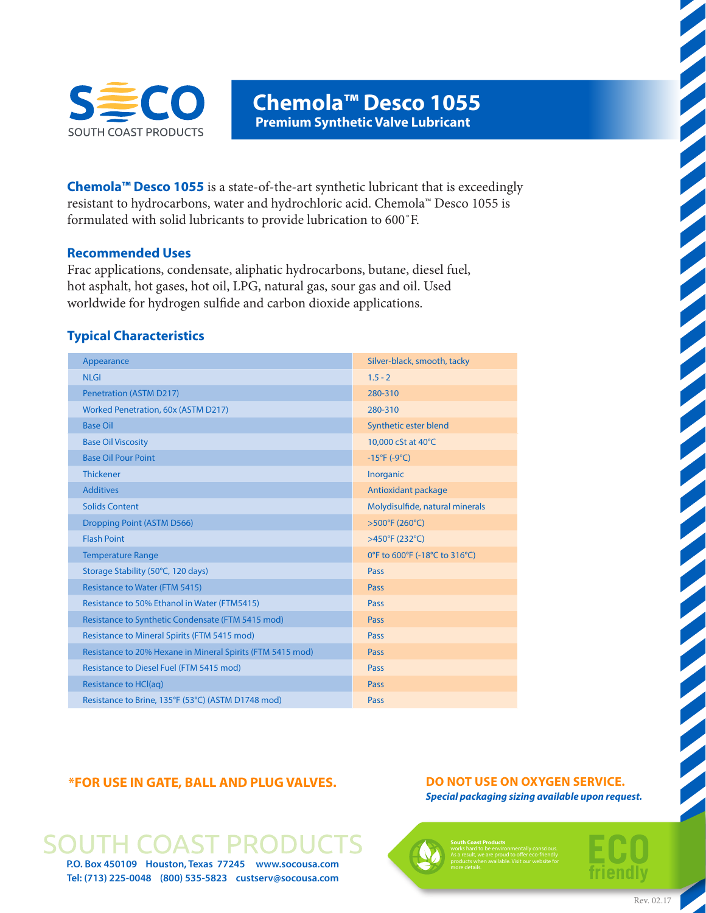SOUTH COAST PRODUCTS

# Chemola™ Desco 1055

## Premium Synthetic Valve Lubricant

**Chemola™ Desco 1055** is a state-of-the-art synthetic lubricant that is exceedingly resistant to hydrocarbons, water and hydrochloric acid. Chemola™ Desco 1055 is formulated with solid lubricants to provide lubrication to 600˚F.

### Recommended Uses

Frac applications, condensate, aliphatic hydrocarbons, butane, diesel fuel, hot asphalt, hot gases, hot oil, LPG, natural gas, sour gas and oil. Used worldwide for hydrogen sulfide and carbon dioxide applications.

### Typical Characteristics

| Property | Value |
|---|---|
| Appearance | Silver-black, smooth, tacky |
| NLGI | 1.5 - 2 |
| Penetration (ASTM D217) | 280-310 |
| Worked Penetration, 60x (ASTM D217) | 280-310 |
| Base Oil | Synthetic ester blend |
| Base Oil Viscosity | 10,000 cSt at 40°C |
| Base Oil Pour Point | -15°F (-9°C) |
| Thickener | Inorganic |
| Additives | Antioxidant package |
| Solids Content | Molydisulfide, natural minerals |
| Dropping Point (ASTM D566) | >500°F (260°C) |
| Flash Point | >450°F (232°C) |
| Temperature Range | 0°F to 600°F (-18°C to 316°C) |
| Storage Stability (50°C, 120 days) | Pass |
| Resistance to Water (FTM 5415) | Pass |
| Resistance to 50% Ethanol in Water (FTM5415) | Pass |
| Resistance to Synthetic Condensate (FTM 5415 mod) | Pass |
| Resistance to Mineral Spirits (FTM 5415 mod) | Pass |
| Resistance to 20% Hexane in Mineral Spirits (FTM 5415 mod) | Pass |
| Resistance to Diesel Fuel (FTM 5415 mod) | Pass |
| Resistance to HCl(aq) | Pass |
| Resistance to Brine, 135°F (53°C) (ASTM D1748 mod) | Pass |

**\*FOR USE IN GATE, BALL AND PLUG VALVES.**

**DO NOT USE ON OXYGEN SERVICE.**

***Special packaging sizing available upon request.***

SOUTH COAST PRODUCTS

**P.O. Box 450109 Houston, Texas 77245 www.socousa.com**
**Tel: (713) 225-0048 (800) 535-5823 custserv@socousa.com**

**South Coast Products** works hard to be environmentally conscious. As a result, we are proud to offer eco-friendly products when available. Visit our website for more details.

ECO friendly

Rev. 02.17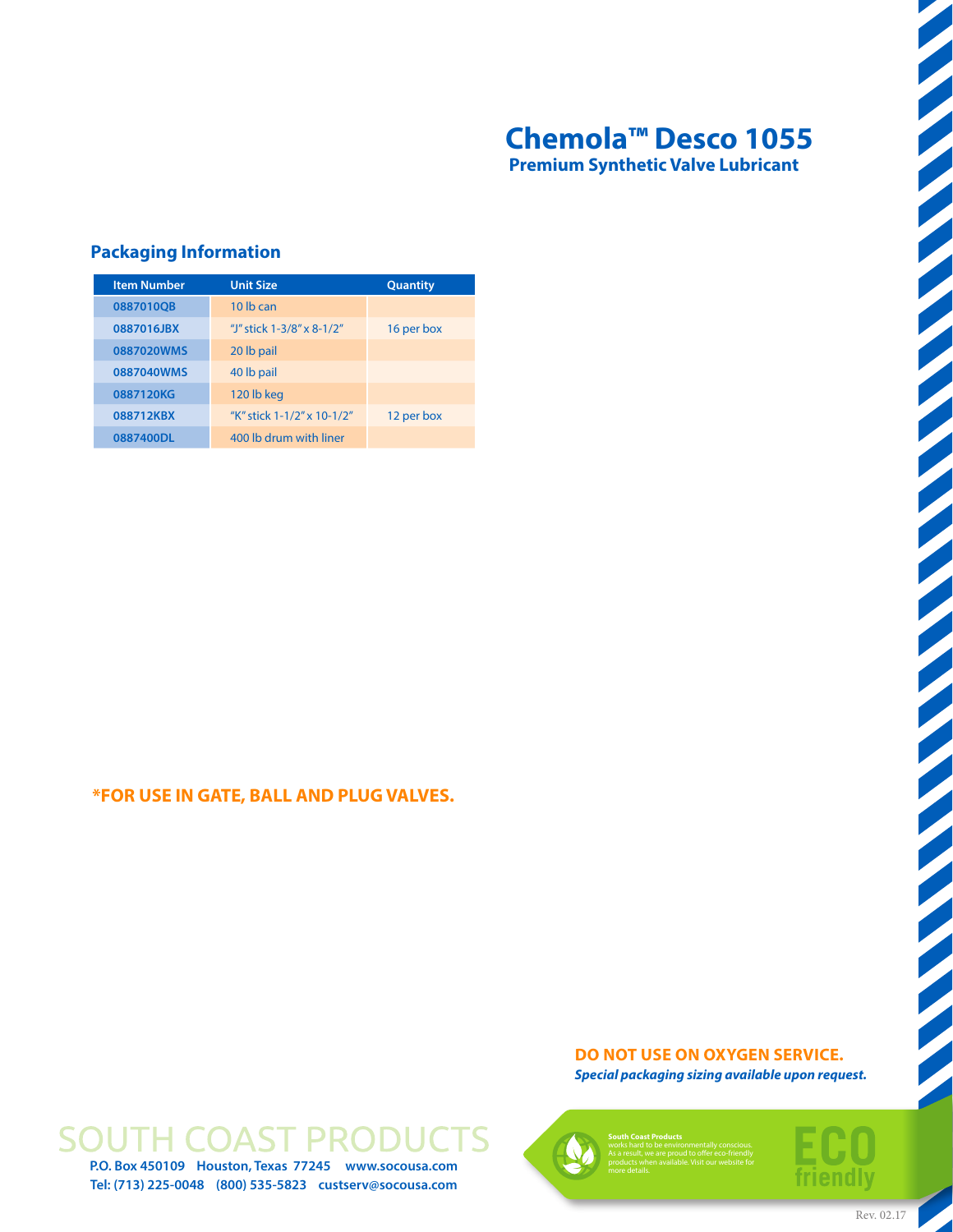# Chemola™ Desco 1055

**Premium Synthetic Valve Lubricant**

## Packaging Information

| Item Number | Unit Size | Quantity |
| --- | --- | --- |
| 0887010QB | 10 lb can | |
| 0887016JBX | "J" stick 1-3/8" x 8-1/2" | 16 per box |
| 0887020WMS | 20 lb pail | |
| 0887040WMS | 40 lb pail | |
| 0887120KG | 120 lb keg | |
| 088712KBX | "K" stick 1-1/2" x 10-1/2" | 12 per box |
| 0887400DL | 400 lb drum with liner | |

**\*FOR USE IN GATE, BALL AND PLUG VALVES.**

**DO NOT USE ON OXYGEN SERVICE.**

***Special packaging sizing available upon request.***

SOUTH COAST PRODUCTS

**P.O. Box 450109 Houston, Texas 77245 www.socousa.com**
**Tel: (713) 225-0048 (800) 535-5823 custserv@socousa.com**

**South Coast Products** works hard to be environmentally conscious. As a result, we are proud to offer eco-friendly products when available. Visit our website for more details.

ECO friendly

Rev. 02.17